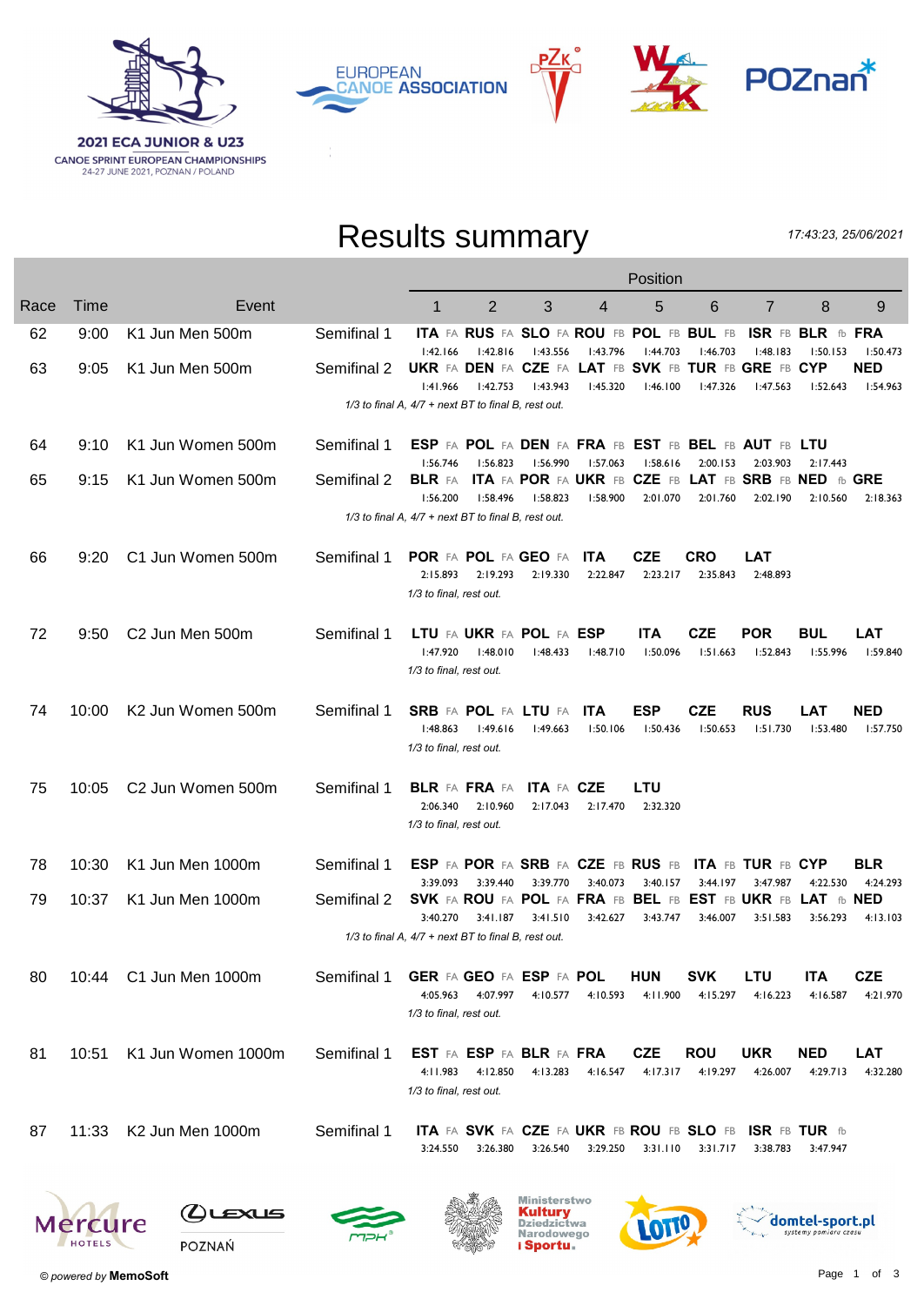2021 ECA JUNIOR & U23
CANOE SPRINT EUROPEAN CHAMPIONSHIPS
24-27 JUNE 2021, POZNAN / POLAND

# Results summary

17:43:23, 25/06/2021

| Race | Time | Event | | Position 1 | 2 | 3 | 4 | 5 | 6 | 7 | 8 | 9 |
|---|---|---|---|---|---|---|---|---|---|---|---|---|
| 62 | 9:00 | K1 Jun Men 500m | Semifinal 1 | ITA FA 1:42.166 | RUS FA 1:42.816 | SLO FA 1:43.556 | ROU FB 1:43.796 | POL FB 1:44.703 | BUL FB 1:46.703 | ISR FB 1:48.183 | BLR fb 1:50.153 | FRA 1:50.473 |
| 63 | 9:05 | K1 Jun Men 500m | Semifinal 2 | UKR FA 1:41.966 | DEN FA 1:42.753 | CZE FA 1:43.943 | LAT FB 1:45.320 | SVK FB 1:46.100 | TUR FB 1:47.326 | GRE FB 1:47.563 | CYP 1:52.643 | NED 1:54.963 |
| | | | *1/3 to final A, 4/7 + next BT to final B, rest out.* | | | | | | | | | |
| 64 | 9:10 | K1 Jun Women 500m | Semifinal 1 | ESP FA 1:56.746 | POL FA 1:56.823 | DEN FA 1:56.990 | FRA FB 1:57.063 | EST FB 1:58.616 | BEL FB 2:00.153 | AUT FB 2:03.903 | LTU 2:17.443 | |
| 65 | 9:15 | K1 Jun Women 500m | Semifinal 2 | BLR FA 1:56.200 | ITA FA 1:58.496 | POR FA 1:58.823 | UKR FB 1:58.900 | CZE FB 2:01.070 | LAT FB 2:01.760 | SRB FB 2:02.190 | NED fb 2:10.560 | GRE 2:18.363 |
| | | | *1/3 to final A, 4/7 + next BT to final B, rest out.* | | | | | | | | | |
| 66 | 9:20 | C1 Jun Women 500m | Semifinal 1 | POR FA 2:15.893 | POL FA 2:19.293 | GEO FA 2:19.330 | ITA 2:22.847 | CZE 2:23.217 | CRO 2:35.843 | LAT 2:48.893 | | |
| | | | *1/3 to final, rest out.* | | | | | | | | | |
| 72 | 9:50 | C2 Jun Men 500m | Semifinal 1 | LTU FA 1:47.920 | UKR FA 1:48.010 | POL FA 1:48.433 | ESP 1:48.710 | ITA 1:50.096 | CZE 1:51.663 | POR 1:52.843 | BUL 1:55.996 | LAT 1:59.840 |
| | | | *1/3 to final, rest out.* | | | | | | | | | |
| 74 | 10:00 | K2 Jun Women 500m | Semifinal 1 | SRB FA 1:48.863 | POL FA 1:49.616 | LTU FA 1:49.663 | ITA 1:50.106 | ESP 1:50.436 | CZE 1:50.653 | RUS 1:51.730 | LAT 1:53.480 | NED 1:57.750 |
| | | | *1/3 to final, rest out.* | | | | | | | | | |
| 75 | 10:05 | C2 Jun Women 500m | Semifinal 1 | BLR FA 2:06.340 | FRA FA 2:10.960 | ITA FA 2:17.043 | CZE 2:17.470 | LTU 2:32.320 | | | | |
| | | | *1/3 to final, rest out.* | | | | | | | | | |
| 78 | 10:30 | K1 Jun Men 1000m | Semifinal 1 | ESP FA 3:39.093 | POR FA 3:39.440 | SRB FA 3:39.770 | CZE FB 3:40.073 | RUS FB 3:40.157 | ITA FB 3:44.197 | TUR FB 3:47.987 | CYP 4:22.530 | BLR 4:24.293 |
| 79 | 10:37 | K1 Jun Men 1000m | Semifinal 2 | SVK FA 3:40.270 | ROU FA 3:41.187 | POL FA 3:41.510 | FRA FB 3:42.627 | BEL FB 3:43.747 | EST FB 3:46.007 | UKR FB 3:51.583 | LAT fb 3:56.293 | NED 4:13.103 |
| | | | *1/3 to final A, 4/7 + next BT to final B, rest out.* | | | | | | | | | |
| 80 | 10:44 | C1 Jun Men 1000m | Semifinal 1 | GER FA 4:05.963 | GEO FA 4:07.997 | ESP FA 4:10.577 | POL 4:10.593 | HUN 4:11.900 | SVK 4:15.297 | LTU 4:16.223 | ITA 4:16.587 | CZE 4:21.970 |
| | | | *1/3 to final, rest out.* | | | | | | | | | |
| 81 | 10:51 | K1 Jun Women 1000m | Semifinal 1 | EST FA 4:11.983 | ESP FA 4:12.850 | BLR FA 4:13.283 | FRA 4:16.547 | CZE 4:17.317 | ROU 4:19.297 | UKR 4:26.007 | NED 4:29.713 | LAT 4:32.280 |
| | | | *1/3 to final, rest out.* | | | | | | | | | |
| 87 | 11:33 | K2 Jun Men 1000m | Semifinal 1 | ITA FA 3:24.550 | SVK FA 3:26.380 | CZE FA 3:26.540 | UKR FB 3:29.250 | ROU FB 3:31.110 | SLO FB 3:31.717 | ISR FB 3:38.783 | TUR fb 3:47.947 | |

© powered by **MemoSoft**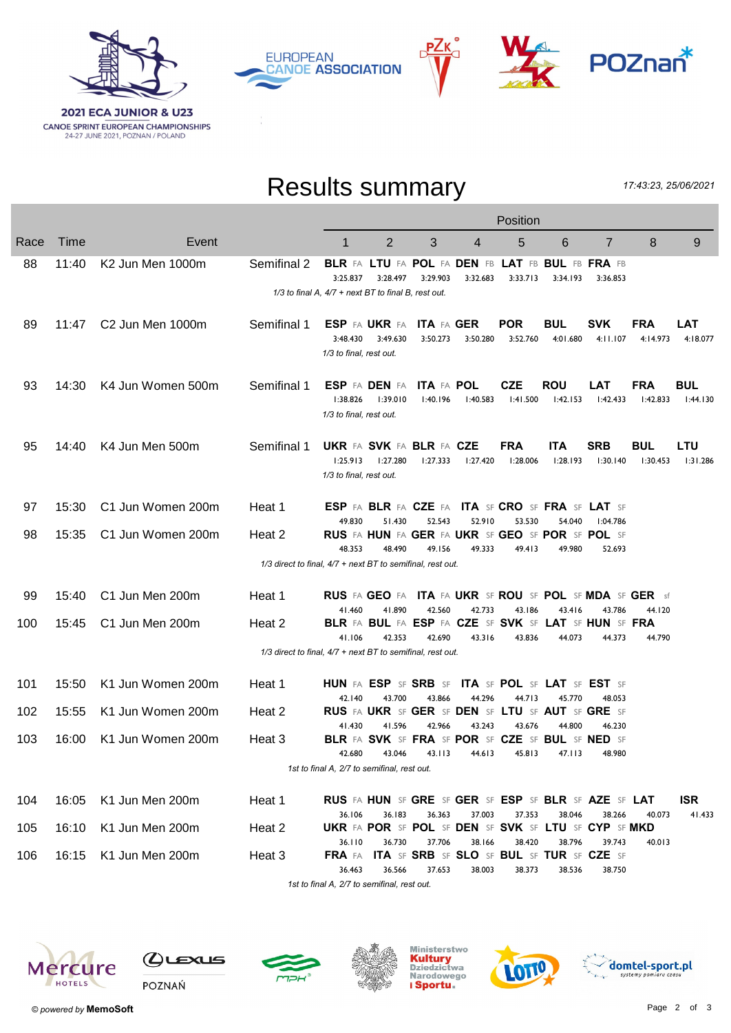2021 ECA JUNIOR & U23
CANOE SPRINT EUROPEAN CHAMPIONSHIPS
24-27 JUNE 2021, POZNAN / POLAND

# Results summary

17:43:23, 25/06/2021

| Race | Time | Event | | 1 | 2 | 3 | 4 | 5 | 6 | 7 | 8 | 9 |
|---|---|---|---|---|---|---|---|---|---|---|---|---|
| 88 | 11:40 | K2 Jun Men 1000m | Semifinal 2 | **BLR** FA 3:25.837 | **LTU** FA 3:28.497 | **POL** FA 3:29.903 | **DEN** FB 3:32.683 | **LAT** FB 3:33.713 | **BUL** FB 3:34.193 | **FRA** FB 3:36.853 | | |
| | | | *1/3 to final A, 4/7 + next BT to final B, rest out.* | | | | | | | | | |
| 89 | 11:47 | C2 Jun Men 1000m | Semifinal 1 | **ESP** FA 3:48.430 | **UKR** FA 3:49.630 | **ITA** FA 3:50.273 | **GER** 3:50.280 | **POR** 3:52.760 | **BUL** 4:01.680 | **SVK** 4:11.107 | **FRA** 4:14.973 | **LAT** 4:18.077 |
| | | | *1/3 to final, rest out.* | | | | | | | | | |
| 93 | 14:30 | K4 Jun Women 500m | Semifinal 1 | **ESP** FA 1:38.826 | **DEN** FA 1:39.010 | **ITA** FA 1:40.196 | **POL** 1:40.583 | **CZE** 1:41.500 | **ROU** 1:42.153 | **LAT** 1:42.433 | **FRA** 1:42.833 | **BUL** 1:44.130 |
| | | | *1/3 to final, rest out.* | | | | | | | | | |
| 95 | 14:40 | K4 Jun Men 500m | Semifinal 1 | **UKR** FA 1:25.913 | **SVK** FA 1:27.280 | **BLR** FA 1:27.333 | **CZE** 1:27.420 | **FRA** 1:28.006 | **ITA** 1:28.193 | **SRB** 1:30.140 | **BUL** 1:30.453 | **LTU** 1:31.286 |
| | | | *1/3 to final, rest out.* | | | | | | | | | |
| 97 | 15:30 | C1 Jun Women 200m | Heat 1 | **ESP** FA 49.830 | **BLR** FA 51.430 | **CZE** FA 52.543 | **ITA** SF 52.910 | **CRO** SF 53.530 | **FRA** SF 54.040 | **LAT** SF 1:04.786 | | |
| 98 | 15:35 | C1 Jun Women 200m | Heat 2 | **RUS** FA 48.353 | **HUN** FA 48.490 | **GER** FA 49.156 | **UKR** SF 49.333 | **GEO** SF 49.413 | **POR** SF 49.980 | **POL** SF 52.693 | | |
| | | | *1/3 direct to final, 4/7 + next BT to semifinal, rest out.* | | | | | | | | | |
| 99 | 15:40 | C1 Jun Men 200m | Heat 1 | **RUS** FA 41.460 | **GEO** FA 41.890 | **ITA** FA 42.560 | **UKR** SF 42.733 | **ROU** SF 43.186 | **POL** SF 43.416 | **MDA** SF 43.786 | **GER** sf 44.120 | |
| 100 | 15:45 | C1 Jun Men 200m | Heat 2 | **BLR** FA 41.106 | **BUL** FA 42.353 | **ESP** FA 42.690 | **CZE** SF 43.316 | **SVK** SF 43.836 | **LAT** SF 44.073 | **HUN** SF 44.373 | **FRA** 44.790 | |
| | | | *1/3 direct to final, 4/7 + next BT to semifinal, rest out.* | | | | | | | | | |
| 101 | 15:50 | K1 Jun Women 200m | Heat 1 | **HUN** FA 42.140 | **ESP** SF 43.700 | **SRB** SF 43.866 | **ITA** SF 44.296 | **POL** SF 44.713 | **LAT** SF 45.770 | **EST** SF 48.053 | | |
| 102 | 15:55 | K1 Jun Women 200m | Heat 2 | **RUS** FA 41.430 | **UKR** SF 41.596 | **GER** SF 42.966 | **DEN** SF 43.243 | **LTU** SF 43.676 | **AUT** SF 44.800 | **GRE** SF 46.230 | | |
| 103 | 16:00 | K1 Jun Women 200m | Heat 3 | **BLR** FA 42.680 | **SVK** SF 43.046 | **FRA** SF 43.113 | **POR** SF 44.613 | **CZE** SF 45.813 | **BUL** SF 47.113 | **NED** SF 48.980 | | |
| | | | *1st to final A, 2/7 to semifinal, rest out.* | | | | | | | | | |
| 104 | 16:05 | K1 Jun Men 200m | Heat 1 | **RUS** FA 36.106 | **HUN** SF 36.183 | **GRE** SF 36.363 | **GER** SF 37.003 | **ESP** SF 37.353 | **BLR** SF 38.046 | **AZE** SF 38.266 | **LAT** 40.073 | **ISR** 41.433 |
| 105 | 16:10 | K1 Jun Men 200m | Heat 2 | **UKR** FA 36.110 | **POR** SF 36.730 | **POL** SF 37.706 | **DEN** SF 38.166 | **SVK** SF 38.420 | **LTU** SF 38.796 | **CYP** SF 39.743 | **MKD** 40.013 | |
| 106 | 16:15 | K1 Jun Men 200m | Heat 3 | **FRA** FA 36.463 | **ITA** SF 36.566 | **SRB** SF 37.653 | **SLO** SF 38.003 | **BUL** SF 38.373 | **TUR** SF 38.536 | **CZE** SF 38.750 | | |
| | | | *1st to final A, 2/7 to semifinal, rest out.* | | | | | | | | | |

© powered by **MemoSoft**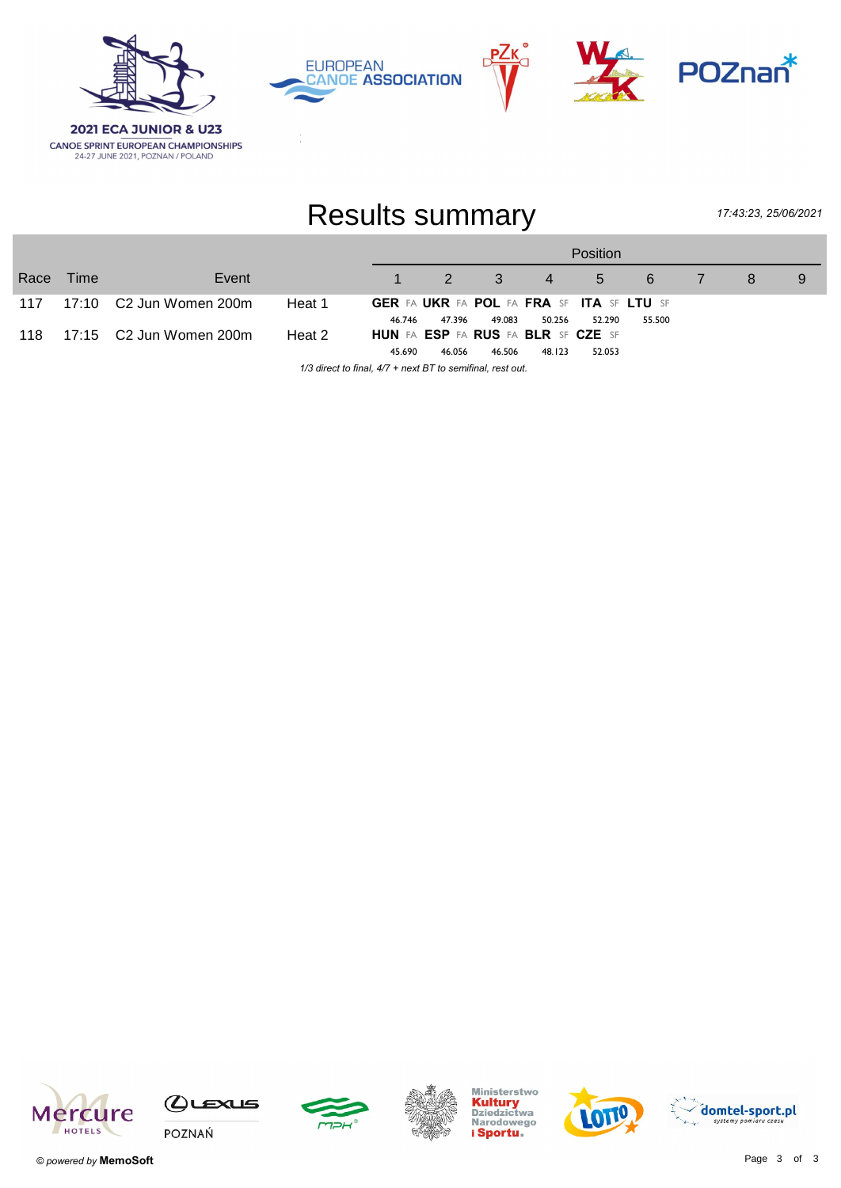2021 ECA JUNIOR & U23
CANOE SPRINT EUROPEAN CHAMPIONSHIPS
24-27 JUNE 2021, POZNAN / POLAND

# Results summary

*17:43:23, 25/06/2021*

| Race | Time | Event | | Position 1 | 2 | 3 | 4 | 5 | 6 | 7 | 8 | 9 |
|---|---|---|---|---|---|---|---|---|---|---|---|---|
| 117 | 17:10 | C2 Jun Women 200m | Heat 1 | **GER** FA 46.746 | **UKR** FA 47.396 | **POL** FA 49.083 | **FRA** SF 50.256 | **ITA** SF 52.290 | **LTU** SF 55.500 | | | |
| 118 | 17:15 | C2 Jun Women 200m | Heat 2 | **HUN** FA 45.690 | **ESP** FA 46.056 | **RUS** FA 46.506 | **BLR** SF 48.123 | **CZE** SF 52.053 | | | | |

*1/3 direct to final, 4/7 + next BT to semifinal, rest out.*

© *powered by* **MemoSoft**